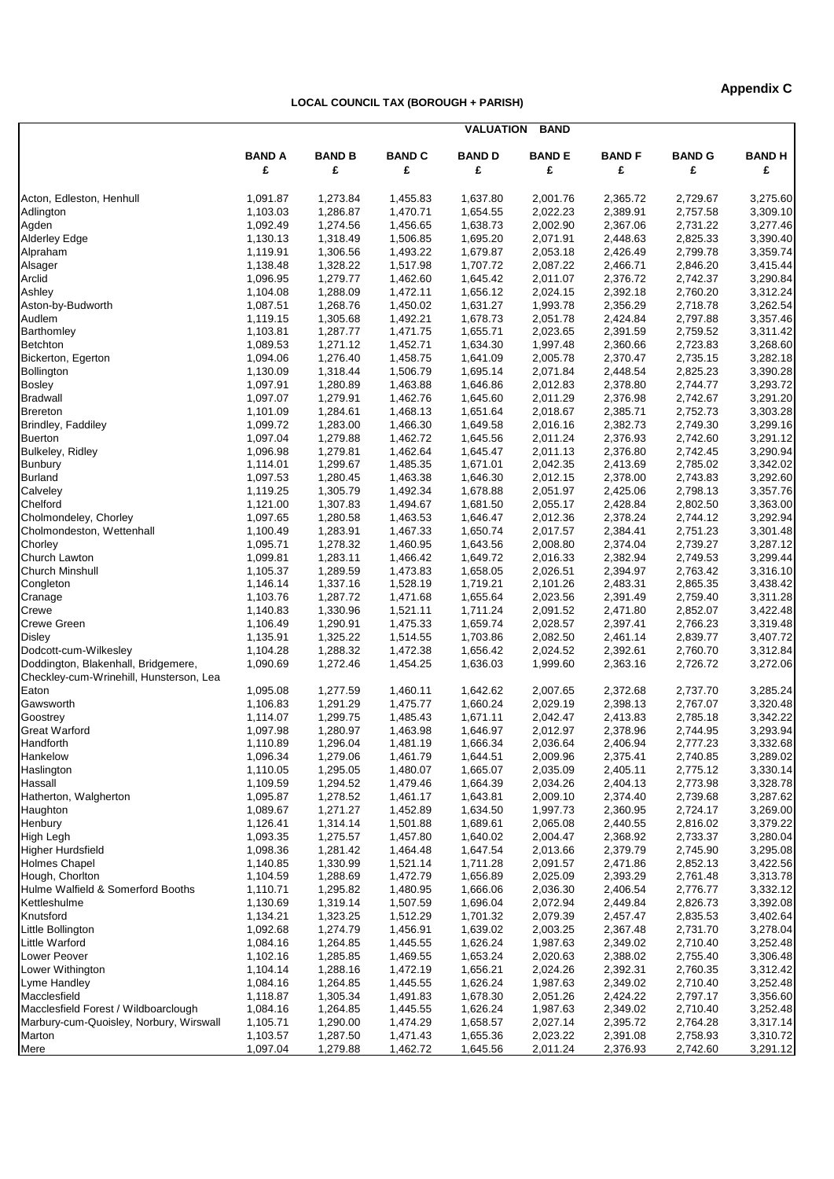**Appendix C**

**LOCAL COUNCIL TAX (BOROUGH + PARISH)**

| | VALUATION BAND | | | | | | | |
|---|---|---|---|---|---|---|---|---|
| | **BAND A** £ | **BAND B** £ | **BAND C** £ | **BAND D** £ | **BAND E** £ | **BAND F** £ | **BAND G** £ | **BAND H** £ |
| Acton, Edleston, Henhull | 1,091.87 | 1,273.84 | 1,455.83 | 1,637.80 | 2,001.76 | 2,365.72 | 2,729.67 | 3,275.60 |
| Adlington | 1,103.03 | 1,286.87 | 1,470.71 | 1,654.55 | 2,022.23 | 2,389.91 | 2,757.58 | 3,309.10 |
| Agden | 1,092.49 | 1,274.56 | 1,456.65 | 1,638.73 | 2,002.90 | 2,367.06 | 2,731.22 | 3,277.46 |
| Alderley Edge | 1,130.13 | 1,318.49 | 1,506.85 | 1,695.20 | 2,071.91 | 2,448.63 | 2,825.33 | 3,390.40 |
| Alpraham | 1,119.91 | 1,306.56 | 1,493.22 | 1,679.87 | 2,053.18 | 2,426.49 | 2,799.78 | 3,359.74 |
| Alsager | 1,138.48 | 1,328.22 | 1,517.98 | 1,707.72 | 2,087.22 | 2,466.71 | 2,846.20 | 3,415.44 |
| Arclid | 1,096.95 | 1,279.77 | 1,462.60 | 1,645.42 | 2,011.07 | 2,376.72 | 2,742.37 | 3,290.84 |
| Ashley | 1,104.08 | 1,288.09 | 1,472.11 | 1,656.12 | 2,024.15 | 2,392.18 | 2,760.20 | 3,312.24 |
| Aston-by-Budworth | 1,087.51 | 1,268.76 | 1,450.02 | 1,631.27 | 1,993.78 | 2,356.29 | 2,718.78 | 3,262.54 |
| Audlem | 1,119.15 | 1,305.68 | 1,492.21 | 1,678.73 | 2,051.78 | 2,424.84 | 2,797.88 | 3,357.46 |
| Barthomley | 1,103.81 | 1,287.77 | 1,471.75 | 1,655.71 | 2,023.65 | 2,391.59 | 2,759.52 | 3,311.42 |
| Betchton | 1,089.53 | 1,271.12 | 1,452.71 | 1,634.30 | 1,997.48 | 2,360.66 | 2,723.83 | 3,268.60 |
| Bickerton, Egerton | 1,094.06 | 1,276.40 | 1,458.75 | 1,641.09 | 2,005.78 | 2,370.47 | 2,735.15 | 3,282.18 |
| Bollington | 1,130.09 | 1,318.44 | 1,506.79 | 1,695.14 | 2,071.84 | 2,448.54 | 2,825.23 | 3,390.28 |
| Bosley | 1,097.91 | 1,280.89 | 1,463.88 | 1,646.86 | 2,012.83 | 2,378.80 | 2,744.77 | 3,293.72 |
| Bradwall | 1,097.07 | 1,279.91 | 1,462.76 | 1,645.60 | 2,011.29 | 2,376.98 | 2,742.67 | 3,291.20 |
| Brereton | 1,101.09 | 1,284.61 | 1,468.13 | 1,651.64 | 2,018.67 | 2,385.71 | 2,752.73 | 3,303.28 |
| Brindley, Faddiley | 1,099.72 | 1,283.00 | 1,466.30 | 1,649.58 | 2,016.16 | 2,382.73 | 2,749.30 | 3,299.16 |
| Buerton | 1,097.04 | 1,279.88 | 1,462.72 | 1,645.56 | 2,011.24 | 2,376.93 | 2,742.60 | 3,291.12 |
| Bulkeley, Ridley | 1,096.98 | 1,279.81 | 1,462.64 | 1,645.47 | 2,011.13 | 2,376.80 | 2,742.45 | 3,290.94 |
| Bunbury | 1,114.01 | 1,299.67 | 1,485.35 | 1,671.01 | 2,042.35 | 2,413.69 | 2,785.02 | 3,342.02 |
| Burland | 1,097.53 | 1,280.45 | 1,463.38 | 1,646.30 | 2,012.15 | 2,378.00 | 2,743.83 | 3,292.60 |
| Calveley | 1,119.25 | 1,305.79 | 1,492.34 | 1,678.88 | 2,051.97 | 2,425.06 | 2,798.13 | 3,357.76 |
| Chelford | 1,121.00 | 1,307.83 | 1,494.67 | 1,681.50 | 2,055.17 | 2,428.84 | 2,802.50 | 3,363.00 |
| Cholmondeley, Chorley | 1,097.65 | 1,280.58 | 1,463.53 | 1,646.47 | 2,012.36 | 2,378.24 | 2,744.12 | 3,292.94 |
| Cholmondeston, Wettenhall | 1,100.49 | 1,283.91 | 1,467.33 | 1,650.74 | 2,017.57 | 2,384.41 | 2,751.23 | 3,301.48 |
| Chorley | 1,095.71 | 1,278.32 | 1,460.95 | 1,643.56 | 2,008.80 | 2,374.04 | 2,739.27 | 3,287.12 |
| Church Lawton | 1,099.81 | 1,283.11 | 1,466.42 | 1,649.72 | 2,016.33 | 2,382.94 | 2,749.53 | 3,299.44 |
| Church Minshull | 1,105.37 | 1,289.59 | 1,473.83 | 1,658.05 | 2,026.51 | 2,394.97 | 2,763.42 | 3,316.10 |
| Congleton | 1,146.14 | 1,337.16 | 1,528.19 | 1,719.21 | 2,101.26 | 2,483.31 | 2,865.35 | 3,438.42 |
| Cranage | 1,103.76 | 1,287.72 | 1,471.68 | 1,655.64 | 2,023.56 | 2,391.49 | 2,759.40 | 3,311.28 |
| Crewe | 1,140.83 | 1,330.96 | 1,521.11 | 1,711.24 | 2,091.52 | 2,471.80 | 2,852.07 | 3,422.48 |
| Crewe Green | 1,106.49 | 1,290.91 | 1,475.33 | 1,659.74 | 2,028.57 | 2,397.41 | 2,766.23 | 3,319.48 |
| Disley | 1,135.91 | 1,325.22 | 1,514.55 | 1,703.86 | 2,082.50 | 2,461.14 | 2,839.77 | 3,407.72 |
| Dodcott-cum-Wilkesley | 1,104.28 | 1,288.32 | 1,472.38 | 1,656.42 | 2,024.52 | 2,392.61 | 2,760.70 | 3,312.84 |
| Doddington, Blakenhall, Bridgemere, Checkley-cum-Wrinehill, Hunsterson, Lea | 1,090.69 | 1,272.46 | 1,454.25 | 1,636.03 | 1,999.60 | 2,363.16 | 2,726.72 | 3,272.06 |
| Eaton | 1,095.08 | 1,277.59 | 1,460.11 | 1,642.62 | 2,007.65 | 2,372.68 | 2,737.70 | 3,285.24 |
| Gawsworth | 1,106.83 | 1,291.29 | 1,475.77 | 1,660.24 | 2,029.19 | 2,398.13 | 2,767.07 | 3,320.48 |
| Goostrey | 1,114.07 | 1,299.75 | 1,485.43 | 1,671.11 | 2,042.47 | 2,413.83 | 2,785.18 | 3,342.22 |
| Great Warford | 1,097.98 | 1,280.97 | 1,463.98 | 1,646.97 | 2,012.97 | 2,378.96 | 2,744.95 | 3,293.94 |
| Handforth | 1,110.89 | 1,296.04 | 1,481.19 | 1,666.34 | 2,036.64 | 2,406.94 | 2,777.23 | 3,332.68 |
| Hankelow | 1,096.34 | 1,279.06 | 1,461.79 | 1,644.51 | 2,009.96 | 2,375.41 | 2,740.85 | 3,289.02 |
| Haslington | 1,110.05 | 1,295.05 | 1,480.07 | 1,665.07 | 2,035.09 | 2,405.11 | 2,775.12 | 3,330.14 |
| Hassall | 1,109.59 | 1,294.52 | 1,479.46 | 1,664.39 | 2,034.26 | 2,404.13 | 2,773.98 | 3,328.78 |
| Hatherton, Walgherton | 1,095.87 | 1,278.52 | 1,461.17 | 1,643.81 | 2,009.10 | 2,374.40 | 2,739.68 | 3,287.62 |
| Haughton | 1,089.67 | 1,271.27 | 1,452.89 | 1,634.50 | 1,997.73 | 2,360.95 | 2,724.17 | 3,269.00 |
| Henbury | 1,126.41 | 1,314.14 | 1,501.88 | 1,689.61 | 2,065.08 | 2,440.55 | 2,816.02 | 3,379.22 |
| High Legh | 1,093.35 | 1,275.57 | 1,457.80 | 1,640.02 | 2,004.47 | 2,368.92 | 2,733.37 | 3,280.04 |
| Higher Hurdsfield | 1,098.36 | 1,281.42 | 1,464.48 | 1,647.54 | 2,013.66 | 2,379.79 | 2,745.90 | 3,295.08 |
| Holmes Chapel | 1,140.85 | 1,330.99 | 1,521.14 | 1,711.28 | 2,091.57 | 2,471.86 | 2,852.13 | 3,422.56 |
| Hough, Chorlton | 1,104.59 | 1,288.69 | 1,472.79 | 1,656.89 | 2,025.09 | 2,393.29 | 2,761.48 | 3,313.78 |
| Hulme Walfield & Somerford Booths | 1,110.71 | 1,295.82 | 1,480.95 | 1,666.06 | 2,036.30 | 2,406.54 | 2,776.77 | 3,332.12 |
| Kettleshulme | 1,130.69 | 1,319.14 | 1,507.59 | 1,696.04 | 2,072.94 | 2,449.84 | 2,826.73 | 3,392.08 |
| Knutsford | 1,134.21 | 1,323.25 | 1,512.29 | 1,701.32 | 2,079.39 | 2,457.47 | 2,835.53 | 3,402.64 |
| Little Bollington | 1,092.68 | 1,274.79 | 1,456.91 | 1,639.02 | 2,003.25 | 2,367.48 | 2,731.70 | 3,278.04 |
| Little Warford | 1,084.16 | 1,264.85 | 1,445.55 | 1,626.24 | 1,987.63 | 2,349.02 | 2,710.40 | 3,252.48 |
| Lower Peover | 1,102.16 | 1,285.85 | 1,469.55 | 1,653.24 | 2,020.63 | 2,388.02 | 2,755.40 | 3,306.48 |
| Lower Withington | 1,104.14 | 1,288.16 | 1,472.19 | 1,656.21 | 2,024.26 | 2,392.31 | 2,760.35 | 3,312.42 |
| Lyme Handley | 1,084.16 | 1,264.85 | 1,445.55 | 1,626.24 | 1,987.63 | 2,349.02 | 2,710.40 | 3,252.48 |
| Macclesfield | 1,118.87 | 1,305.34 | 1,491.83 | 1,678.30 | 2,051.26 | 2,424.22 | 2,797.17 | 3,356.60 |
| Macclesfield Forest / Wildboarclough | 1,084.16 | 1,264.85 | 1,445.55 | 1,626.24 | 1,987.63 | 2,349.02 | 2,710.40 | 3,252.48 |
| Marbury-cum-Quoisley, Norbury, Wirswall | 1,105.71 | 1,290.00 | 1,474.29 | 1,658.57 | 2,027.14 | 2,395.72 | 2,764.28 | 3,317.14 |
| Marton | 1,103.57 | 1,287.50 | 1,471.43 | 1,655.36 | 2,023.22 | 2,391.08 | 2,758.93 | 3,310.72 |
| Mere | 1,097.04 | 1,279.88 | 1,462.72 | 1,645.56 | 2,011.24 | 2,376.93 | 2,742.60 | 3,291.12 |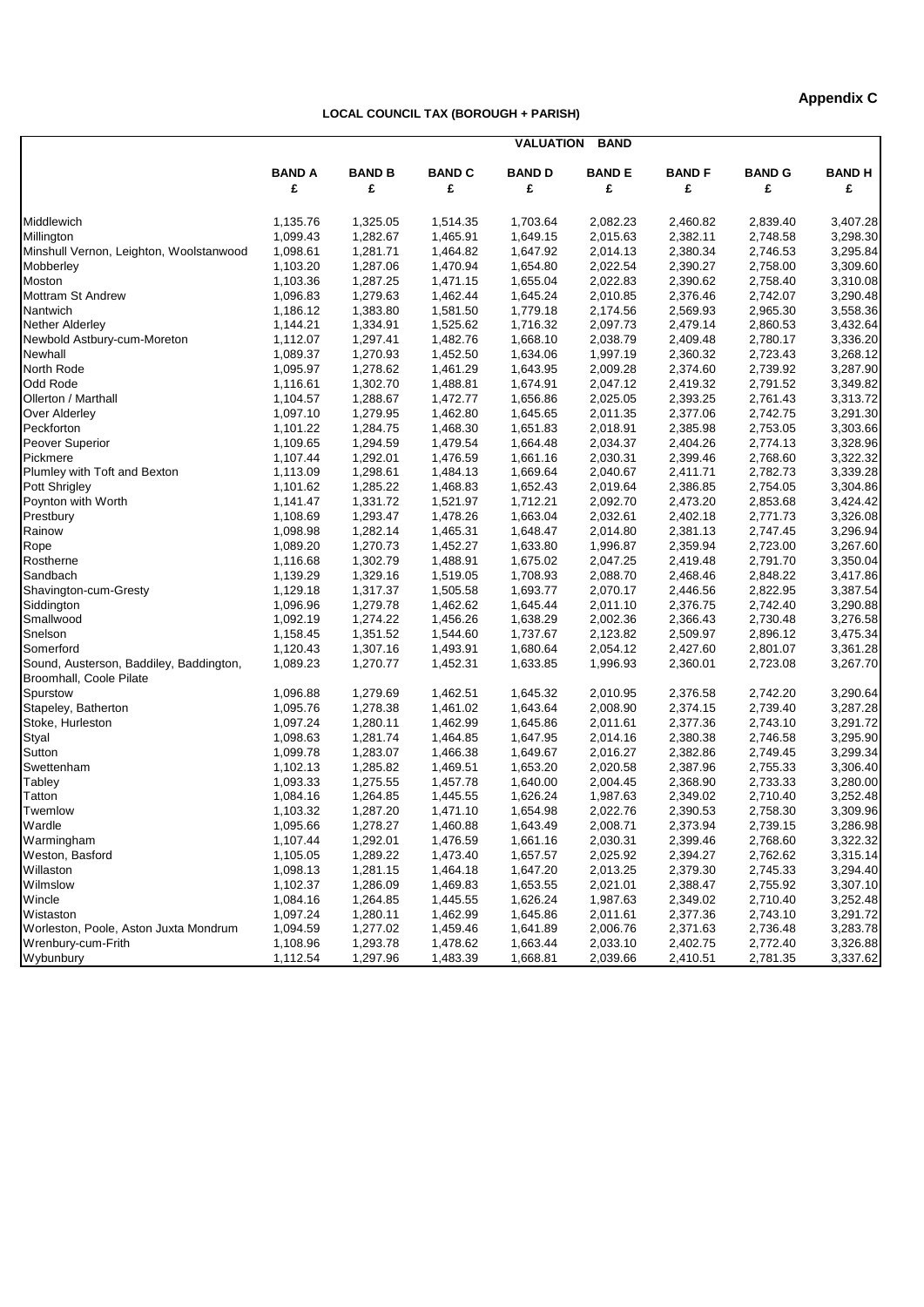**Appendix C**

**LOCAL COUNCIL TAX (BOROUGH + PARISH)**

| | VALUATION BAND | | | | | | | |
|---|---|---|---|---|---|---|---|---|
| | **BAND A** | **BAND B** | **BAND C** | **BAND D** | **BAND E** | **BAND F** | **BAND G** | **BAND H** |
| | **£** | **£** | **£** | **£** | **£** | **£** | **£** | **£** |
| Middlewich | 1,135.76 | 1,325.05 | 1,514.35 | 1,703.64 | 2,082.23 | 2,460.82 | 2,839.40 | 3,407.28 |
| Millington | 1,099.43 | 1,282.67 | 1,465.91 | 1,649.15 | 2,015.63 | 2,382.11 | 2,748.58 | 3,298.30 |
| Minshull Vernon, Leighton, Woolstanwood | 1,098.61 | 1,281.71 | 1,464.82 | 1,647.92 | 2,014.13 | 2,380.34 | 2,746.53 | 3,295.84 |
| Mobberley | 1,103.20 | 1,287.06 | 1,470.94 | 1,654.80 | 2,022.54 | 2,390.27 | 2,758.00 | 3,309.60 |
| Moston | 1,103.36 | 1,287.25 | 1,471.15 | 1,655.04 | 2,022.83 | 2,390.62 | 2,758.40 | 3,310.08 |
| Mottram St Andrew | 1,096.83 | 1,279.63 | 1,462.44 | 1,645.24 | 2,010.85 | 2,376.46 | 2,742.07 | 3,290.48 |
| Nantwich | 1,186.12 | 1,383.80 | 1,581.50 | 1,779.18 | 2,174.56 | 2,569.93 | 2,965.30 | 3,558.36 |
| Nether Alderley | 1,144.21 | 1,334.91 | 1,525.62 | 1,716.32 | 2,097.73 | 2,479.14 | 2,860.53 | 3,432.64 |
| Newbold Astbury-cum-Moreton | 1,112.07 | 1,297.41 | 1,482.76 | 1,668.10 | 2,038.79 | 2,409.48 | 2,780.17 | 3,336.20 |
| Newhall | 1,089.37 | 1,270.93 | 1,452.50 | 1,634.06 | 1,997.19 | 2,360.32 | 2,723.43 | 3,268.12 |
| North Rode | 1,095.97 | 1,278.62 | 1,461.29 | 1,643.95 | 2,009.28 | 2,374.60 | 2,739.92 | 3,287.90 |
| Odd Rode | 1,116.61 | 1,302.70 | 1,488.81 | 1,674.91 | 2,047.12 | 2,419.32 | 2,791.52 | 3,349.82 |
| Ollerton / Marthall | 1,104.57 | 1,288.67 | 1,472.77 | 1,656.86 | 2,025.05 | 2,393.25 | 2,761.43 | 3,313.72 |
| Over Alderley | 1,097.10 | 1,279.95 | 1,462.80 | 1,645.65 | 2,011.35 | 2,377.06 | 2,742.75 | 3,291.30 |
| Peckforton | 1,101.22 | 1,284.75 | 1,468.30 | 1,651.83 | 2,018.91 | 2,385.98 | 2,753.05 | 3,303.66 |
| Peover Superior | 1,109.65 | 1,294.59 | 1,479.54 | 1,664.48 | 2,034.37 | 2,404.26 | 2,774.13 | 3,328.96 |
| Pickmere | 1,107.44 | 1,292.01 | 1,476.59 | 1,661.16 | 2,030.31 | 2,399.46 | 2,768.60 | 3,322.32 |
| Plumley with Toft and Bexton | 1,113.09 | 1,298.61 | 1,484.13 | 1,669.64 | 2,040.67 | 2,411.71 | 2,782.73 | 3,339.28 |
| Pott Shrigley | 1,101.62 | 1,285.22 | 1,468.83 | 1,652.43 | 2,019.64 | 2,386.85 | 2,754.05 | 3,304.86 |
| Poynton with Worth | 1,141.47 | 1,331.72 | 1,521.97 | 1,712.21 | 2,092.70 | 2,473.20 | 2,853.68 | 3,424.42 |
| Prestbury | 1,108.69 | 1,293.47 | 1,478.26 | 1,663.04 | 2,032.61 | 2,402.18 | 2,771.73 | 3,326.08 |
| Rainow | 1,098.98 | 1,282.14 | 1,465.31 | 1,648.47 | 2,014.80 | 2,381.13 | 2,747.45 | 3,296.94 |
| Rope | 1,089.20 | 1,270.73 | 1,452.27 | 1,633.80 | 1,996.87 | 2,359.94 | 2,723.00 | 3,267.60 |
| Rostherne | 1,116.68 | 1,302.79 | 1,488.91 | 1,675.02 | 2,047.25 | 2,419.48 | 2,791.70 | 3,350.04 |
| Sandbach | 1,139.29 | 1,329.16 | 1,519.05 | 1,708.93 | 2,088.70 | 2,468.46 | 2,848.22 | 3,417.86 |
| Shavington-cum-Gresty | 1,129.18 | 1,317.37 | 1,505.58 | 1,693.77 | 2,070.17 | 2,446.56 | 2,822.95 | 3,387.54 |
| Siddington | 1,096.96 | 1,279.78 | 1,462.62 | 1,645.44 | 2,011.10 | 2,376.75 | 2,742.40 | 3,290.88 |
| Smallwood | 1,092.19 | 1,274.22 | 1,456.26 | 1,638.29 | 2,002.36 | 2,366.43 | 2,730.48 | 3,276.58 |
| Snelson | 1,158.45 | 1,351.52 | 1,544.60 | 1,737.67 | 2,123.82 | 2,509.97 | 2,896.12 | 3,475.34 |
| Somerford | 1,120.43 | 1,307.16 | 1,493.91 | 1,680.64 | 2,054.12 | 2,427.60 | 2,801.07 | 3,361.28 |
| Sound, Austerson, Baddiley, Baddington, Broomhall, Coole Pilate | 1,089.23 | 1,270.77 | 1,452.31 | 1,633.85 | 1,996.93 | 2,360.01 | 2,723.08 | 3,267.70 |
| Spurstow | 1,096.88 | 1,279.69 | 1,462.51 | 1,645.32 | 2,010.95 | 2,376.58 | 2,742.20 | 3,290.64 |
| Stapeley, Batherton | 1,095.76 | 1,278.38 | 1,461.02 | 1,643.64 | 2,008.90 | 2,374.15 | 2,739.40 | 3,287.28 |
| Stoke, Hurleston | 1,097.24 | 1,280.11 | 1,462.99 | 1,645.86 | 2,011.61 | 2,377.36 | 2,743.10 | 3,291.72 |
| Styal | 1,098.63 | 1,281.74 | 1,464.85 | 1,647.95 | 2,014.16 | 2,380.38 | 2,746.58 | 3,295.90 |
| Sutton | 1,099.78 | 1,283.07 | 1,466.38 | 1,649.67 | 2,016.27 | 2,382.86 | 2,749.45 | 3,299.34 |
| Swettenham | 1,102.13 | 1,285.82 | 1,469.51 | 1,653.20 | 2,020.58 | 2,387.96 | 2,755.33 | 3,306.40 |
| Tabley | 1,093.33 | 1,275.55 | 1,457.78 | 1,640.00 | 2,004.45 | 2,368.90 | 2,733.33 | 3,280.00 |
| Tatton | 1,084.16 | 1,264.85 | 1,445.55 | 1,626.24 | 1,987.63 | 2,349.02 | 2,710.40 | 3,252.48 |
| Twemlow | 1,103.32 | 1,287.20 | 1,471.10 | 1,654.98 | 2,022.76 | 2,390.53 | 2,758.30 | 3,309.96 |
| Wardle | 1,095.66 | 1,278.27 | 1,460.88 | 1,643.49 | 2,008.71 | 2,373.94 | 2,739.15 | 3,286.98 |
| Warmingham | 1,107.44 | 1,292.01 | 1,476.59 | 1,661.16 | 2,030.31 | 2,399.46 | 2,768.60 | 3,322.32 |
| Weston, Basford | 1,105.05 | 1,289.22 | 1,473.40 | 1,657.57 | 2,025.92 | 2,394.27 | 2,762.62 | 3,315.14 |
| Willaston | 1,098.13 | 1,281.15 | 1,464.18 | 1,647.20 | 2,013.25 | 2,379.30 | 2,745.33 | 3,294.40 |
| Wilmslow | 1,102.37 | 1,286.09 | 1,469.83 | 1,653.55 | 2,021.01 | 2,388.47 | 2,755.92 | 3,307.10 |
| Wincle | 1,084.16 | 1,264.85 | 1,445.55 | 1,626.24 | 1,987.63 | 2,349.02 | 2,710.40 | 3,252.48 |
| Wistaston | 1,097.24 | 1,280.11 | 1,462.99 | 1,645.86 | 2,011.61 | 2,377.36 | 2,743.10 | 3,291.72 |
| Worleston, Poole, Aston Juxta Mondrum | 1,094.59 | 1,277.02 | 1,459.46 | 1,641.89 | 2,006.76 | 2,371.63 | 2,736.48 | 3,283.78 |
| Wrenbury-cum-Frith | 1,108.96 | 1,293.78 | 1,478.62 | 1,663.44 | 2,033.10 | 2,402.75 | 2,772.40 | 3,326.88 |
| Wybunbury | 1,112.54 | 1,297.96 | 1,483.39 | 1,668.81 | 2,039.66 | 2,410.51 | 2,781.35 | 3,337.62 |